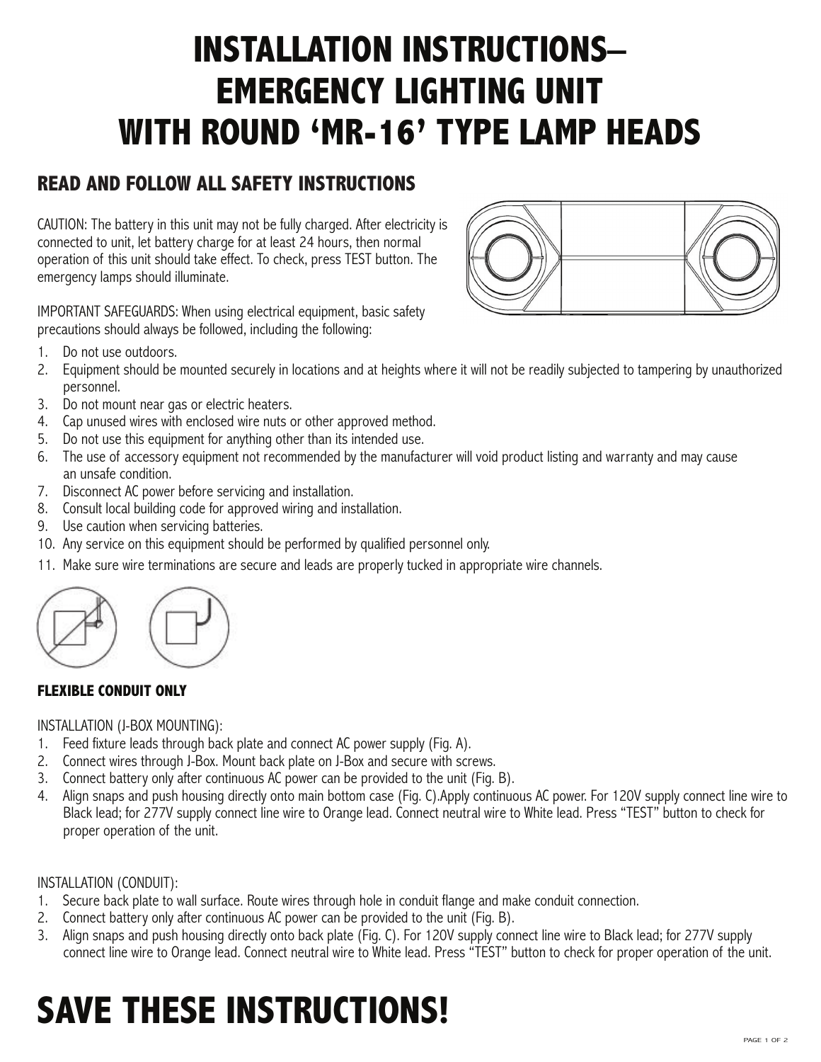# INSTALLATION INSTRUCTIONS– EMERGENCY LIGHTING UNIT WITH ROUND 'MR-16' TYPE LAMP HEADS

## READ AND FOLLOW ALL SAFETY INSTRUCTIONS

CAUTION: The battery in this unit may not be fully charged. After electricity is connected to unit, let battery charge for at least 24 hours, then normal operation of this unit should take effect. To check, press TEST button. The emergency lamps should illuminate.

IMPORTANT SAFEGUARDS: When using electrical equipment, basic safety precautions should always be followed, including the following:

1. Do not use outdoors.
2. Equipment should be mounted securely in locations and at heights where it will not be readily subjected to tampering by unauthorized personnel.
3. Do not mount near gas or electric heaters.
4. Cap unused wires with enclosed wire nuts or other approved method.
5. Do not use this equipment for anything other than its intended use.
6. The use of accessory equipment not recommended by the manufacturer will void product listing and warranty and may cause an unsafe condition.
7. Disconnect AC power before servicing and installation.
8. Consult local building code for approved wiring and installation.
9. Use caution when servicing batteries.
10. Any service on this equipment should be performed by qualified personnel only.
11. Make sure wire terminations are secure and leads are properly tucked in appropriate wire channels.

**FLEXIBLE CONDUIT ONLY**

INSTALLATION (J-BOX MOUNTING):

1. Feed fixture leads through back plate and connect AC power supply (Fig. A).
2. Connect wires through J-Box. Mount back plate on J-Box and secure with screws.
3. Connect battery only after continuous AC power can be provided to the unit (Fig. B).
4. Align snaps and push housing directly onto main bottom case (Fig. C).Apply continuous AC power. For 120V supply connect line wire to Black lead; for 277V supply connect line wire to Orange lead. Connect neutral wire to White lead. Press "TEST" button to check for proper operation of the unit.

INSTALLATION (CONDUIT):

1. Secure back plate to wall surface. Route wires through hole in conduit flange and make conduit connection.
2. Connect battery only after continuous AC power can be provided to the unit (Fig. B).
3. Align snaps and push housing directly onto back plate (Fig. C). For 120V supply connect line wire to Black lead; for 277V supply connect line wire to Orange lead. Connect neutral wire to White lead. Press "TEST" button to check for proper operation of the unit.

# SAVE THESE INSTRUCTIONS!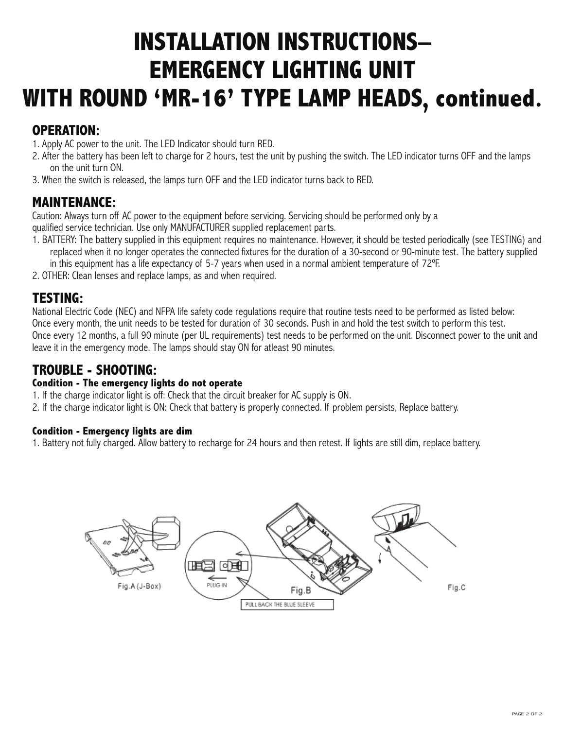# INSTALLATION INSTRUCTIONS– EMERGENCY LIGHTING UNIT WITH ROUND 'MR-16' TYPE LAMP HEADS, continued.

## OPERATION:

1. Apply AC power to the unit. The LED Indicator should turn RED.
2. After the battery has been left to charge for 2 hours, test the unit by pushing the switch. The LED indicator turns OFF and the lamps on the unit turn ON.
3. When the switch is released, the lamps turn OFF and the LED indicator turns back to RED.

## MAINTENANCE:

Caution: Always turn off AC power to the equipment before servicing. Servicing should be performed only by a qualified service technician. Use only MANUFACTURER supplied replacement parts.

1. BATTERY: The battery supplied in this equipment requires no maintenance. However, it should be tested periodically (see TESTING) and replaced when it no longer operates the connected fixtures for the duration of a 30-second or 90-minute test. The battery supplied in this equipment has a life expectancy of 5-7 years when used in a normal ambient temperature of 72ºF.
2. OTHER: Clean lenses and replace lamps, as and when required.

## TESTING:

National Electric Code (NEC) and NFPA life safety code regulations require that routine tests need to be performed as listed below:
Once every month, the unit needs to be tested for duration of 30 seconds. Push in and hold the test switch to perform this test.
Once every 12 months, a full 90 minute (per UL requirements) test needs to be performed on the unit. Disconnect power to the unit and leave it in the emergency mode. The lamps should stay ON for atleast 90 minutes.

## TROUBLE - SHOOTING:

### Condition - The emergency lights do not operate

1. If the charge indicator light is off: Check that the circuit breaker for AC supply is ON.
2. If the charge indicator light is ON: Check that battery is properly connected. If problem persists, Replace battery.

### Condition - Emergency lights are dim

1. Battery not fully charged. Allow battery to recharge for 24 hours and then retest. If lights are still dim, replace battery.

Fig.A (J-Box)

PLUG IN

Fig.B

PULL BACK THE BLUE SLEEVE

Fig.C